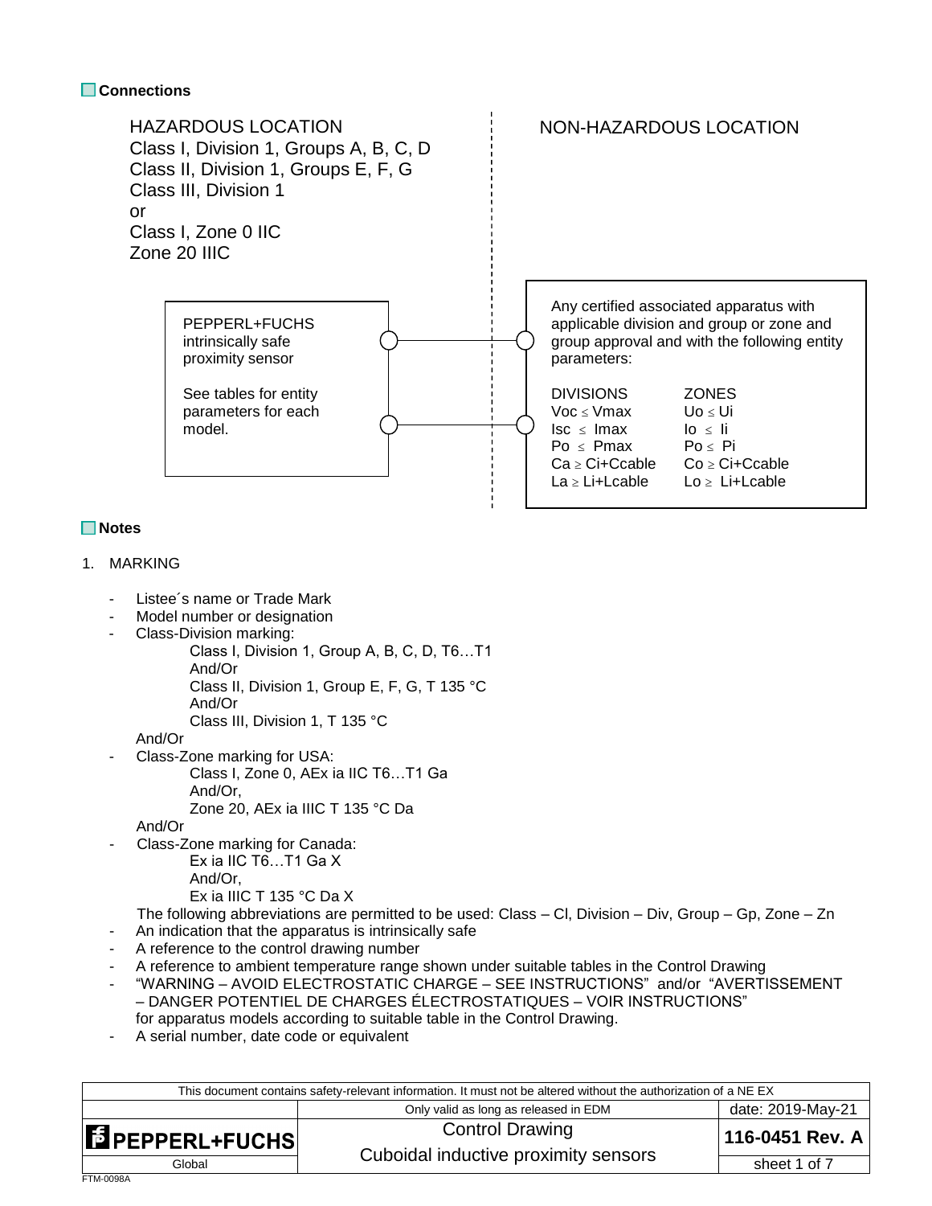## Connections

HAZARDOUS LOCATION
Class I, Division 1, Groups A, B, C, D
Class II, Division 1, Groups E, F, G
Class III, Division 1
or
Class I, Zone 0 IIC
Zone 20 IIIC

NON-HAZARDOUS LOCATION

PEPPERL+FUCHS intrinsically safe proximity sensor

See tables for entity parameters for each model.

Any certified associated apparatus with applicable division and group or zone and group approval and with the following entity parameters:

| DIVISIONS | ZONES |
|---|---|
| Voc ≤ Vmax | Uo ≤ Ui |
| Isc ≤ Imax | Io ≤ Ii |
| Po ≤ Pmax | Po ≤ Pi |
| Ca ≥ Ci+Ccable | Co ≥ Ci+Ccable |
| La ≥ Li+Lcable | Lo ≥ Li+Lcable |

## Notes

1. MARKING

- Listee´s name or Trade Mark
- Model number or designation
- Class-Division marking:
  - Class I, Division 1, Group A, B, C, D, T6…T1
  - And/Or
  - Class II, Division 1, Group E, F, G, T 135 °C
  - And/Or
  - Class III, Division 1, T 135 °C

  And/Or
- Class-Zone marking for USA:
  - Class I, Zone 0, AEx ia IIC T6…T1 Ga
  - And/Or,
  - Zone 20, AEx ia IIIC T 135 °C Da

  And/Or
- Class-Zone marking for Canada:
  - Ex ia IIC T6…T1 Ga X
  - And/Or,
  - Ex ia IIIC T 135 °C Da X

  The following abbreviations are permitted to be used: Class – Cl, Division – Div, Group – Gp, Zone – Zn
- An indication that the apparatus is intrinsically safe
- A reference to the control drawing number
- A reference to ambient temperature range shown under suitable tables in the Control Drawing
- "WARNING – AVOID ELECTROSTATIC CHARGE – SEE INSTRUCTIONS" and/or "AVERTISSEMENT – DANGER POTENTIEL DE CHARGES ÉLECTROSTATIQUES – VOIR INSTRUCTIONS" for apparatus models according to suitable table in the Control Drawing.
- A serial number, date code or equivalent

| This document contains safety-relevant information. It must not be altered without the authorization of a NE EX | | |
|---|---|---|
| | Only valid as long as released in EDM | date: 2019-May-21 |
| PEPPERL+FUCHS | Control Drawing<br>Cuboidal inductive proximity sensors | 116-0451 Rev. A |
| Global | | sheet 1 of 7 |

FTM-0098A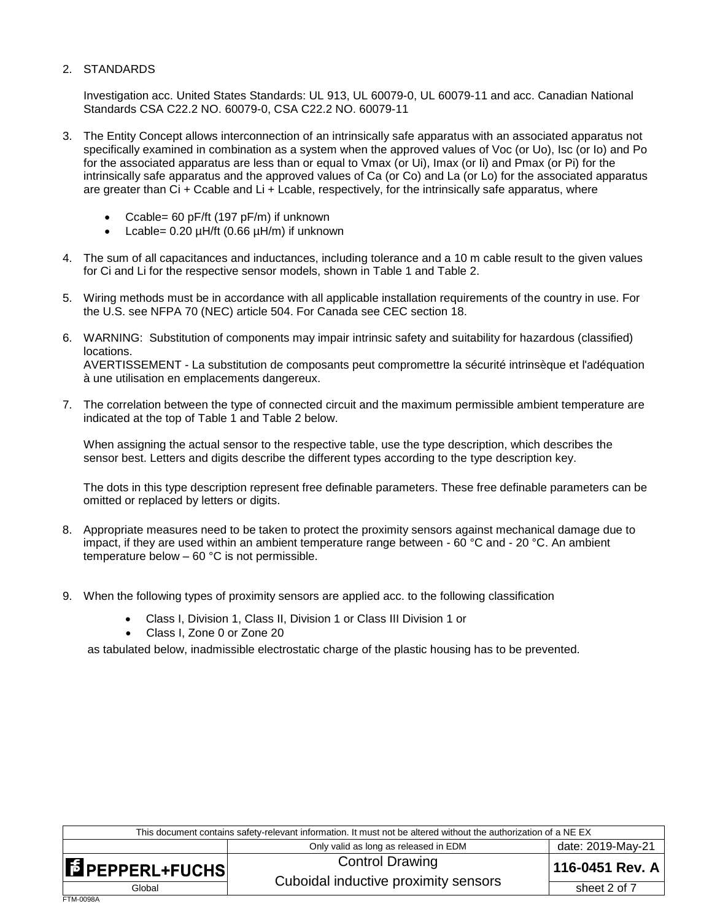2. STANDARDS

   Investigation acc. United States Standards: UL 913, UL 60079-0, UL 60079-11 and acc. Canadian National Standards CSA C22.2 NO. 60079-0, CSA C22.2 NO. 60079-11

3. The Entity Concept allows interconnection of an intrinsically safe apparatus with an associated apparatus not specifically examined in combination as a system when the approved values of Voc (or Uo), Isc (or Io) and Po for the associated apparatus are less than or equal to Vmax (or Ui), Imax (or Ii) and Pmax (or Pi) for the intrinsically safe apparatus and the approved values of Ca (or Co) and La (or Lo) for the associated apparatus are greater than Ci + Ccable and Li + Lcable, respectively, for the intrinsically safe apparatus, where

   - Ccable= 60 pF/ft (197 pF/m) if unknown
   - Lcable= 0.20 µH/ft (0.66 µH/m) if unknown

4. The sum of all capacitances and inductances, including tolerance and a 10 m cable result to the given values for Ci and Li for the respective sensor models, shown in Table 1 and Table 2.

5. Wiring methods must be in accordance with all applicable installation requirements of the country in use. For the U.S. see NFPA 70 (NEC) article 504. For Canada see CEC section 18.

6. WARNING: Substitution of components may impair intrinsic safety and suitability for hazardous (classified) locations.
   AVERTISSEMENT - La substitution de composants peut compromettre la sécurité intrinsèque et l'adéquation à une utilisation en emplacements dangereux.

7. The correlation between the type of connected circuit and the maximum permissible ambient temperature are indicated at the top of Table 1 and Table 2 below.

   When assigning the actual sensor to the respective table, use the type description, which describes the sensor best. Letters and digits describe the different types according to the type description key.

   The dots in this type description represent free definable parameters. These free definable parameters can be omitted or replaced by letters or digits.

8. Appropriate measures need to be taken to protect the proximity sensors against mechanical damage due to impact, if they are used within an ambient temperature range between - 60 °C and - 20 °C. An ambient temperature below – 60 °C is not permissible.

9. When the following types of proximity sensors are applied acc. to the following classification

   - Class I, Division 1, Class II, Division 1 or Class III Division 1 or
   - Class I, Zone 0 or Zone 20

   as tabulated below, inadmissible electrostatic charge of the plastic housing has to be prevented.

| This document contains safety-relevant information. It must not be altered without the authorization of a NE EX | | |
|---|---|---|
| | Only valid as long as released in EDM | date: 2019-May-21 |
| PEPPERL+FUCHS | Control Drawing<br>Cuboidal inductive proximity sensors | 116-0451 Rev. A |
| Global | | sheet 2 of 7 |

FTM-0098A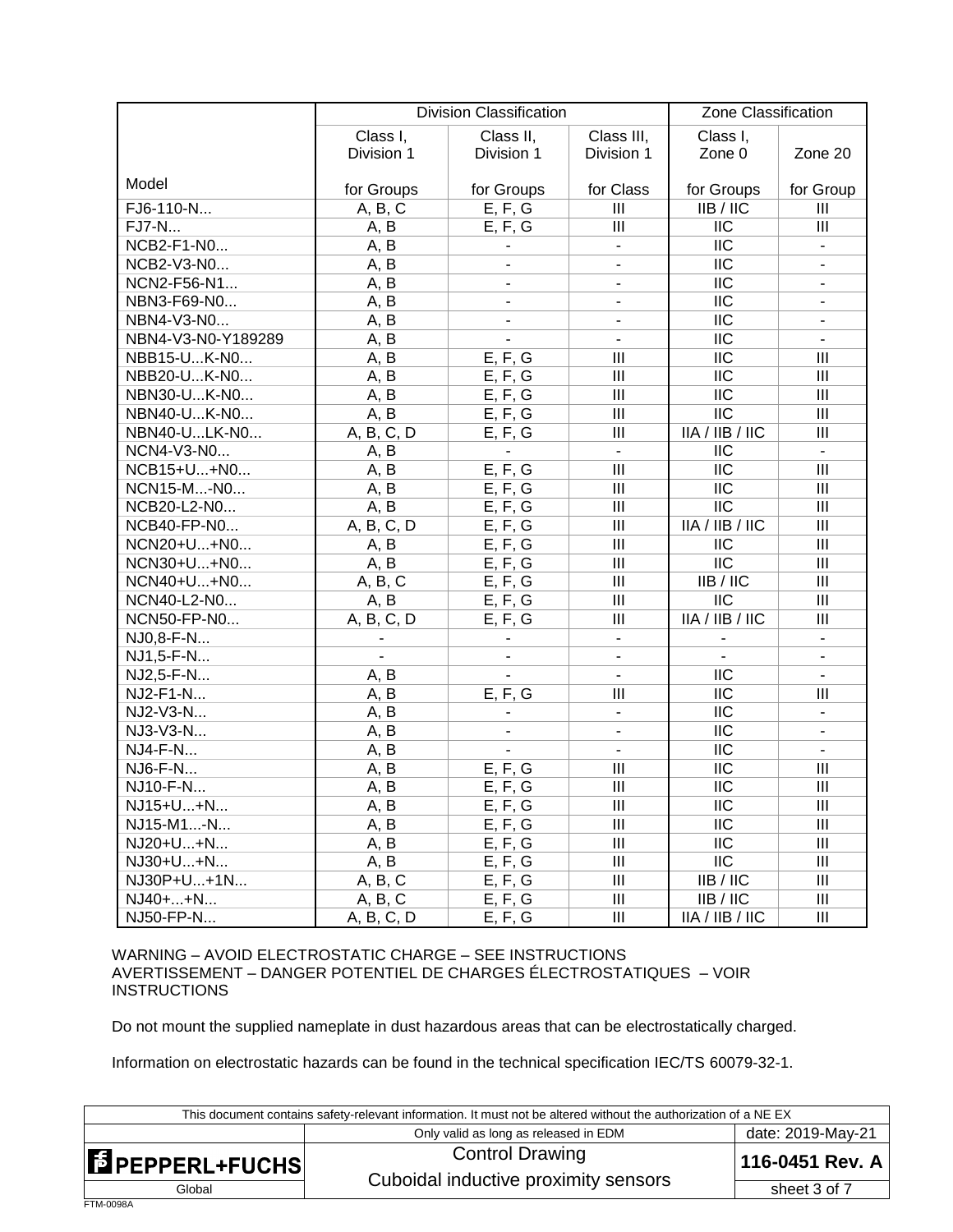| Model | Division Classification | | | Zone Classification | |
|---|---|---|---|---|---|
| | Class I, Division 1 | Class II, Division 1 | Class III, Division 1 | Class I, Zone 0 | Zone 20 |
| | for Groups | for Groups | for Class | for Groups | for Group |
| FJ6-110-N... | A, B, C | E, F, G | III | IIB / IIC | III |
| FJ7-N... | A, B | E, F, G | III | IIC | III |
| NCB2-F1-N0... | A, B | - | - | IIC | - |
| NCB2-V3-N0... | A, B | - | - | IIC | - |
| NCN2-F56-N1... | A, B | - | - | IIC | - |
| NBN3-F69-N0... | A, B | - | - | IIC | - |
| NBN4-V3-N0... | A, B | - | - | IIC | - |
| NBN4-V3-N0-Y189289 | A, B | - | - | IIC | - |
| NBB15-U...K-N0... | A, B | E, F, G | III | IIC | III |
| NBB20-U...K-N0... | A, B | E, F, G | III | IIC | III |
| NBN30-U...K-N0... | A, B | E, F, G | III | IIC | III |
| NBN40-U...K-N0... | A, B | E, F, G | III | IIC | III |
| NBN40-U...LK-N0... | A, B, C, D | E, F, G | III | IIA / IIB / IIC | III |
| NCN4-V3-N0... | A, B | - | - | IIC | - |
| NCB15+U...+N0... | A, B | E, F, G | III | IIC | III |
| NCN15-M...-N0... | A, B | E, F, G | III | IIC | III |
| NCB20-L2-N0... | A, B | E, F, G | III | IIC | III |
| NCB40-FP-N0... | A, B, C, D | E, F, G | III | IIA / IIB / IIC | III |
| NCN20+U...+N0... | A, B | E, F, G | III | IIC | III |
| NCN30+U...+N0... | A, B | E, F, G | III | IIC | III |
| NCN40+U...+N0... | A, B, C | E, F, G | III | IIB / IIC | III |
| NCN40-L2-N0... | A, B | E, F, G | III | IIC | III |
| NCN50-FP-N0... | A, B, C, D | E, F, G | III | IIA / IIB / IIC | III |
| NJ0,8-F-N... | - | - | - | - | - |
| NJ1,5-F-N... | - | - | - | - | - |
| NJ2,5-F-N... | A, B | - | - | IIC | - |
| NJ2-F1-N... | A, B | E, F, G | III | IIC | III |
| NJ2-V3-N... | A, B | - | - | IIC | - |
| NJ3-V3-N... | A, B | - | - | IIC | - |
| NJ4-F-N... | A, B | - | - | IIC | - |
| NJ6-F-N... | A, B | E, F, G | III | IIC | III |
| NJ10-F-N... | A, B | E, F, G | III | IIC | III |
| NJ15+U...+N... | A, B | E, F, G | III | IIC | III |
| NJ15-M1...-N... | A, B | E, F, G | III | IIC | III |
| NJ20+U...+N... | A, B | E, F, G | III | IIC | III |
| NJ30+U...+N... | A, B | E, F, G | III | IIC | III |
| NJ30P+U...+1N... | A, B, C | E, F, G | III | IIB / IIC | III |
| NJ40+...+N... | A, B, C | E, F, G | III | IIB / IIC | III |
| NJ50-FP-N... | A, B, C, D | E, F, G | III | IIA / IIB / IIC | III |

WARNING – AVOID ELECTROSTATIC CHARGE – SEE INSTRUCTIONS
AVERTISSEMENT – DANGER POTENTIEL DE CHARGES ÉLECTROSTATIQUES – VOIR INSTRUCTIONS

Do not mount the supplied nameplate in dust hazardous areas that can be electrostatically charged.

Information on electrostatic hazards can be found in the technical specification IEC/TS 60079-32-1.

| This document contains safety-relevant information. It must not be altered without the authorization of a NE EX | | |
|---|---|---|
| | Only valid as long as released in EDM | date: 2019-May-21 |
| PEPPERL+FUCHS | Control Drawing<br>Cuboidal inductive proximity sensors | 116-0451 Rev. A |
| Global | | sheet 3 of 7 |

FTM-0098A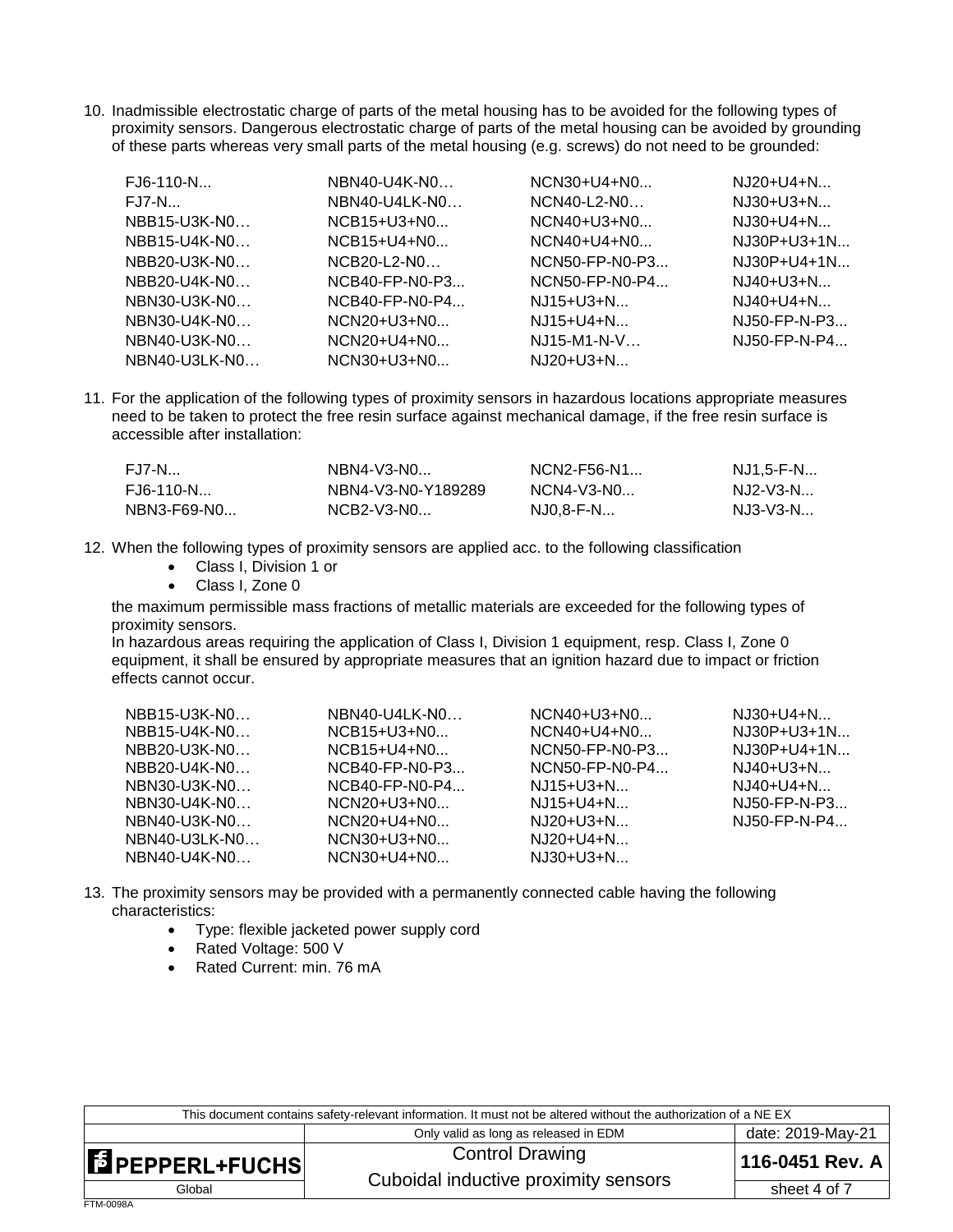10. Inadmissible electrostatic charge of parts of the metal housing has to be avoided for the following types of proximity sensors. Dangerous electrostatic charge of parts of the metal housing can be avoided by grounding of these parts whereas very small parts of the metal housing (e.g. screws) do not need to be grounded:

| | | | |
|---|---|---|---|
| FJ6-110-N... | NBN40-U4K-N0… | NCN30+U4+N0... | NJ20+U4+N... |
| FJ7-N... | NBN40-U4LK-N0… | NCN40-L2-N0… | NJ30+U3+N... |
| NBB15-U3K-N0… | NCB15+U3+N0... | NCN40+U3+N0... | NJ30+U4+N... |
| NBB15-U4K-N0… | NCB15+U4+N0... | NCN40+U4+N0... | NJ30P+U3+1N... |
| NBB20-U3K-N0… | NCB20-L2-N0… | NCN50-FP-N0-P3... | NJ30P+U4+1N... |
| NBB20-U4K-N0… | NCB40-FP-N0-P3... | NCN50-FP-N0-P4... | NJ40+U3+N... |
| NBN30-U3K-N0… | NCB40-FP-N0-P4... | NJ15+U3+N... | NJ40+U4+N... |
| NBN30-U4K-N0… | NCN20+U3+N0... | NJ15+U4+N... | NJ50-FP-N-P3... |
| NBN40-U3K-N0… | NCN20+U4+N0... | NJ15-M1-N-V… | NJ50-FP-N-P4... |
| NBN40-U3LK-N0… | NCN30+U3+N0... | NJ20+U3+N... | |

11. For the application of the following types of proximity sensors in hazardous locations appropriate measures need to be taken to protect the free resin surface against mechanical damage, if the free resin surface is accessible after installation:

| | | | |
|---|---|---|---|
| FJ7-N... | NBN4-V3-N0... | NCN2-F56-N1... | NJ1,5-F-N... |
| FJ6-110-N... | NBN4-V3-N0-Y189289 | NCN4-V3-N0... | NJ2-V3-N... |
| NBN3-F69-N0... | NCB2-V3-N0... | NJ0,8-F-N... | NJ3-V3-N... |

12. When the following types of proximity sensors are applied acc. to the following classification
    - Class I, Division 1 or
    - Class I, Zone 0

    the maximum permissible mass fractions of metallic materials are exceeded for the following types of proximity sensors.
    In hazardous areas requiring the application of Class I, Division 1 equipment, resp. Class I, Zone 0 equipment, it shall be ensured by appropriate measures that an ignition hazard due to impact or friction effects cannot occur.

| | | | |
|---|---|---|---|
| NBB15-U3K-N0… | NBN40-U4LK-N0… | NCN40+U3+N0... | NJ30+U4+N... |
| NBB15-U4K-N0… | NCB15+U3+N0... | NCN40+U4+N0... | NJ30P+U3+1N... |
| NBB20-U3K-N0… | NCB15+U4+N0... | NCN50-FP-N0-P3... | NJ30P+U4+1N... |
| NBB20-U4K-N0… | NCB40-FP-N0-P3... | NCN50-FP-N0-P4... | NJ40+U3+N... |
| NBN30-U3K-N0… | NCB40-FP-N0-P4... | NJ15+U3+N... | NJ40+U4+N... |
| NBN30-U4K-N0… | NCN20+U3+N0... | NJ15+U4+N... | NJ50-FP-N-P3... |
| NBN40-U3K-N0… | NCN20+U4+N0... | NJ20+U3+N... | NJ50-FP-N-P4... |
| NBN40-U3LK-N0… | NCN30+U3+N0... | NJ20+U4+N... | |
| NBN40-U4K-N0… | NCN30+U4+N0... | NJ30+U3+N... | |

13. The proximity sensors may be provided with a permanently connected cable having the following characteristics:
    - Type: flexible jacketed power supply cord
    - Rated Voltage: 500 V
    - Rated Current: min. 76 mA

| This document contains safety-relevant information. It must not be altered without the authorization of a NE EX | | |
|---|---|---|
| | Only valid as long as released in EDM | date: 2019-May-21 |
| PEPPERL+FUCHS | Control Drawing<br>Cuboidal inductive proximity sensors | 116-0451 Rev. A |
| Global | | sheet 4 of 7 |

FTM-0098A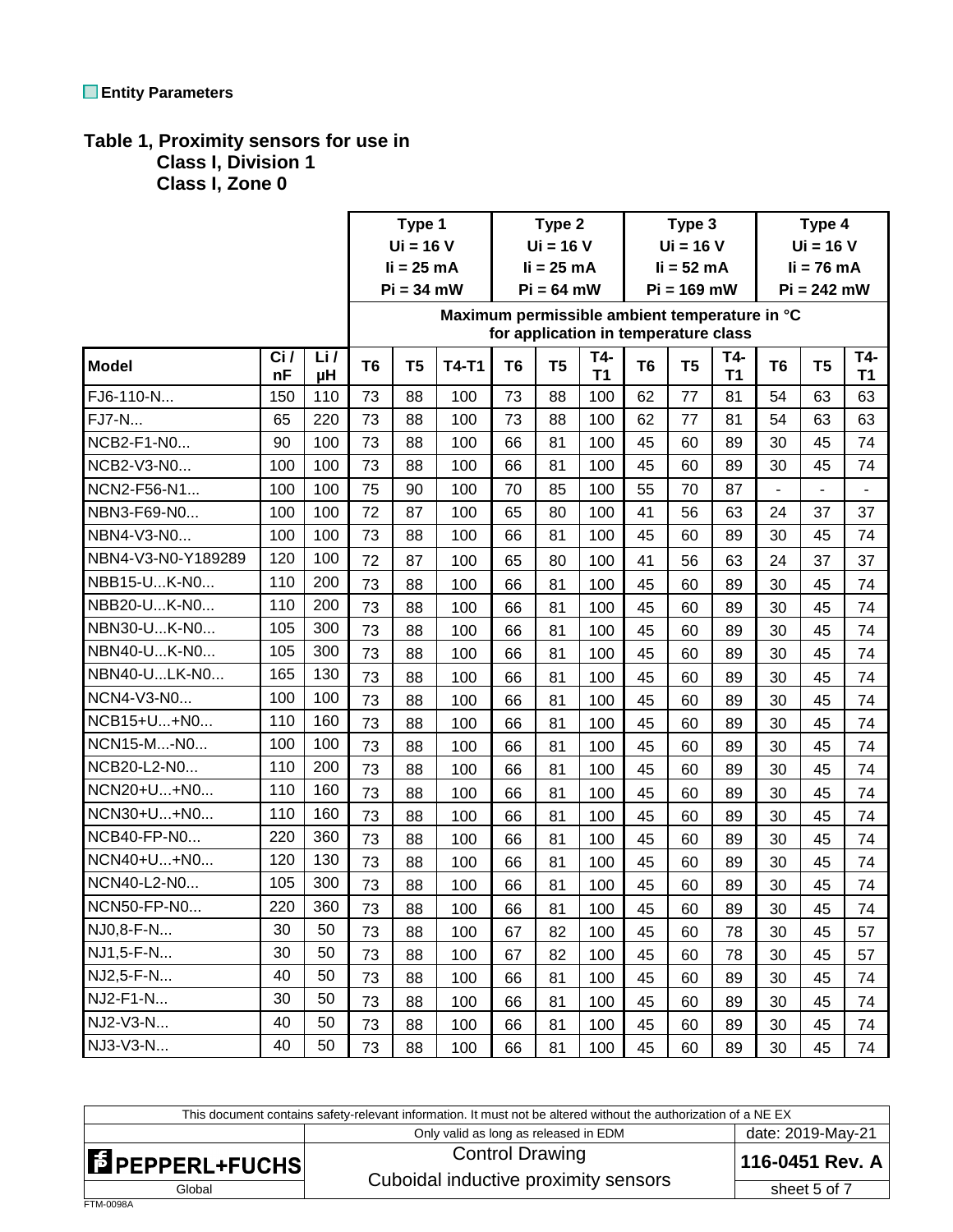## Entity Parameters

**Table 1, Proximity sensors for use in Class I, Division 1 Class I, Zone 0**

| | | | Type 1 Ui = 16 V Ii = 25 mA Pi = 34 mW | | | Type 2 Ui = 16 V Ii = 25 mA Pi = 64 mW | | | Type 3 Ui = 16 V Ii = 52 mA Pi = 169 mW | | | Type 4 Ui = 16 V Ii = 76 mA Pi = 242 mW | | |
|---|---|---|---|---|---|---|---|---|---|---|---|---|---|---|
| | | | Maximum permissible ambient temperature in °C for application in temperature class | | | | | | | | | | | |
| **Model** | **Ci / nF** | **Li / µH** | **T6** | **T5** | **T4-T1** | **T6** | **T5** | **T4-T1** | **T6** | **T5** | **T4-T1** | **T6** | **T5** | **T4-T1** |
| FJ6-110-N... | 150 | 110 | 73 | 88 | 100 | 73 | 88 | 100 | 62 | 77 | 81 | 54 | 63 | 63 |
| FJ7-N... | 65 | 220 | 73 | 88 | 100 | 73 | 88 | 100 | 62 | 77 | 81 | 54 | 63 | 63 |
| NCB2-F1-N0... | 90 | 100 | 73 | 88 | 100 | 66 | 81 | 100 | 45 | 60 | 89 | 30 | 45 | 74 |
| NCB2-V3-N0... | 100 | 100 | 73 | 88 | 100 | 66 | 81 | 100 | 45 | 60 | 89 | 30 | 45 | 74 |
| NCN2-F56-N1... | 100 | 100 | 75 | 90 | 100 | 70 | 85 | 100 | 55 | 70 | 87 | - | - | - |
| NBN3-F69-N0... | 100 | 100 | 72 | 87 | 100 | 65 | 80 | 100 | 41 | 56 | 63 | 24 | 37 | 37 |
| NBN4-V3-N0... | 100 | 100 | 73 | 88 | 100 | 66 | 81 | 100 | 45 | 60 | 89 | 30 | 45 | 74 |
| NBN4-V3-N0-Y189289 | 120 | 100 | 72 | 87 | 100 | 65 | 80 | 100 | 41 | 56 | 63 | 24 | 37 | 37 |
| NBB15-U...K-N0... | 110 | 200 | 73 | 88 | 100 | 66 | 81 | 100 | 45 | 60 | 89 | 30 | 45 | 74 |
| NBB20-U...K-N0... | 110 | 200 | 73 | 88 | 100 | 66 | 81 | 100 | 45 | 60 | 89 | 30 | 45 | 74 |
| NBN30-U...K-N0... | 105 | 300 | 73 | 88 | 100 | 66 | 81 | 100 | 45 | 60 | 89 | 30 | 45 | 74 |
| NBN40-U...K-N0... | 105 | 300 | 73 | 88 | 100 | 66 | 81 | 100 | 45 | 60 | 89 | 30 | 45 | 74 |
| NBN40-U...LK-N0... | 165 | 130 | 73 | 88 | 100 | 66 | 81 | 100 | 45 | 60 | 89 | 30 | 45 | 74 |
| NCN4-V3-N0... | 100 | 100 | 73 | 88 | 100 | 66 | 81 | 100 | 45 | 60 | 89 | 30 | 45 | 74 |
| NCB15+U...+N0... | 110 | 160 | 73 | 88 | 100 | 66 | 81 | 100 | 45 | 60 | 89 | 30 | 45 | 74 |
| NCN15-M...-N0... | 100 | 100 | 73 | 88 | 100 | 66 | 81 | 100 | 45 | 60 | 89 | 30 | 45 | 74 |
| NCB20-L2-N0... | 110 | 200 | 73 | 88 | 100 | 66 | 81 | 100 | 45 | 60 | 89 | 30 | 45 | 74 |
| NCN20+U...+N0... | 110 | 160 | 73 | 88 | 100 | 66 | 81 | 100 | 45 | 60 | 89 | 30 | 45 | 74 |
| NCN30+U...+N0... | 110 | 160 | 73 | 88 | 100 | 66 | 81 | 100 | 45 | 60 | 89 | 30 | 45 | 74 |
| NCB40-FP-N0... | 220 | 360 | 73 | 88 | 100 | 66 | 81 | 100 | 45 | 60 | 89 | 30 | 45 | 74 |
| NCN40+U...+N0... | 120 | 130 | 73 | 88 | 100 | 66 | 81 | 100 | 45 | 60 | 89 | 30 | 45 | 74 |
| NCN40-L2-N0... | 105 | 300 | 73 | 88 | 100 | 66 | 81 | 100 | 45 | 60 | 89 | 30 | 45 | 74 |
| NCN50-FP-N0... | 220 | 360 | 73 | 88 | 100 | 66 | 81 | 100 | 45 | 60 | 89 | 30 | 45 | 74 |
| NJ0,8-F-N... | 30 | 50 | 73 | 88 | 100 | 67 | 82 | 100 | 45 | 60 | 78 | 30 | 45 | 57 |
| NJ1,5-F-N... | 30 | 50 | 73 | 88 | 100 | 67 | 82 | 100 | 45 | 60 | 78 | 30 | 45 | 57 |
| NJ2,5-F-N... | 40 | 50 | 73 | 88 | 100 | 66 | 81 | 100 | 45 | 60 | 89 | 30 | 45 | 74 |
| NJ2-F1-N... | 30 | 50 | 73 | 88 | 100 | 66 | 81 | 100 | 45 | 60 | 89 | 30 | 45 | 74 |
| NJ2-V3-N... | 40 | 50 | 73 | 88 | 100 | 66 | 81 | 100 | 45 | 60 | 89 | 30 | 45 | 74 |
| NJ3-V3-N... | 40 | 50 | 73 | 88 | 100 | 66 | 81 | 100 | 45 | 60 | 89 | 30 | 45 | 74 |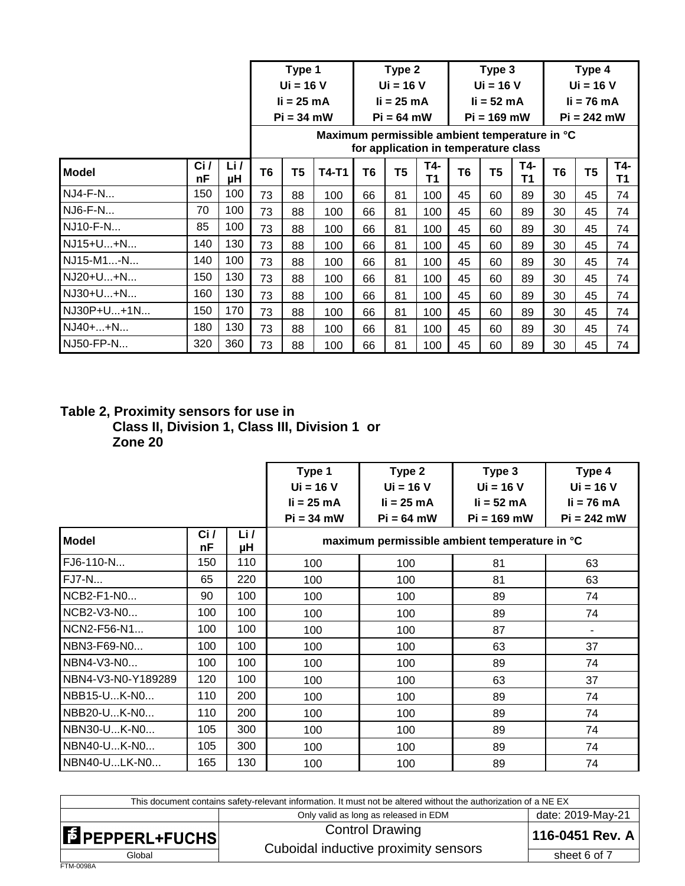| | | | Type 1 Ui = 16 V Ii = 25 mA Pi = 34 mW | | | Type 2 Ui = 16 V Ii = 25 mA Pi = 64 mW | | | Type 3 Ui = 16 V Ii = 52 mA Pi = 169 mW | | | Type 4 Ui = 16 V Ii = 76 mA Pi = 242 mW | | |
|---|---|---|---|---|---|---|---|---|---|---|---|---|---|---|
| | | | Maximum permissible ambient temperature in °C for application in temperature class | | | | | | | | | | | |
| **Model** | **Ci / nF** | **Li / µH** | **T6** | **T5** | **T4-T1** | **T6** | **T5** | **T4-T1** | **T6** | **T5** | **T4-T1** | **T6** | **T5** | **T4-T1** |
| NJ4-F-N... | 150 | 100 | 73 | 88 | 100 | 66 | 81 | 100 | 45 | 60 | 89 | 30 | 45 | 74 |
| NJ6-F-N... | 70 | 100 | 73 | 88 | 100 | 66 | 81 | 100 | 45 | 60 | 89 | 30 | 45 | 74 |
| NJ10-F-N... | 85 | 100 | 73 | 88 | 100 | 66 | 81 | 100 | 45 | 60 | 89 | 30 | 45 | 74 |
| NJ15+U...+N... | 140 | 130 | 73 | 88 | 100 | 66 | 81 | 100 | 45 | 60 | 89 | 30 | 45 | 74 |
| NJ15-M1...-N... | 140 | 100 | 73 | 88 | 100 | 66 | 81 | 100 | 45 | 60 | 89 | 30 | 45 | 74 |
| NJ20+U...+N... | 150 | 130 | 73 | 88 | 100 | 66 | 81 | 100 | 45 | 60 | 89 | 30 | 45 | 74 |
| NJ30+U...+N... | 160 | 130 | 73 | 88 | 100 | 66 | 81 | 100 | 45 | 60 | 89 | 30 | 45 | 74 |
| NJ30P+U...+1N... | 150 | 170 | 73 | 88 | 100 | 66 | 81 | 100 | 45 | 60 | 89 | 30 | 45 | 74 |
| NJ40+...+N... | 180 | 130 | 73 | 88 | 100 | 66 | 81 | 100 | 45 | 60 | 89 | 30 | 45 | 74 |
| NJ50-FP-N... | 320 | 360 | 73 | 88 | 100 | 66 | 81 | 100 | 45 | 60 | 89 | 30 | 45 | 74 |

**Table 2, Proximity sensors for use in Class II, Division 1, Class III, Division 1 or Zone 20**

| | | | Type 1 Ui = 16 V Ii = 25 mA Pi = 34 mW | Type 2 Ui = 16 V Ii = 25 mA Pi = 64 mW | Type 3 Ui = 16 V Ii = 52 mA Pi = 169 mW | Type 4 Ui = 16 V Ii = 76 mA Pi = 242 mW |
|---|---|---|---|---|---|---|
| **Model** | **Ci / nF** | **Li / µH** | **maximum permissible ambient temperature in °C** | | | |
| FJ6-110-N... | 150 | 110 | 100 | 100 | 81 | 63 |
| FJ7-N... | 65 | 220 | 100 | 100 | 81 | 63 |
| NCB2-F1-N0... | 90 | 100 | 100 | 100 | 89 | 74 |
| NCB2-V3-N0... | 100 | 100 | 100 | 100 | 89 | 74 |
| NCN2-F56-N1... | 100 | 100 | 100 | 100 | 87 | - |
| NBN3-F69-N0... | 100 | 100 | 100 | 100 | 63 | 37 |
| NBN4-V3-N0... | 100 | 100 | 100 | 100 | 89 | 74 |
| NBN4-V3-N0-Y189289 | 120 | 100 | 100 | 100 | 63 | 37 |
| NBB15-U...K-N0... | 110 | 200 | 100 | 100 | 89 | 74 |
| NBB20-U...K-N0... | 110 | 200 | 100 | 100 | 89 | 74 |
| NBN30-U...K-N0... | 105 | 300 | 100 | 100 | 89 | 74 |
| NBN40-U...K-N0... | 105 | 300 | 100 | 100 | 89 | 74 |
| NBN40-U...LK-N0... | 165 | 130 | 100 | 100 | 89 | 74 |

| This document contains safety-relevant information. It must not be altered without the authorization of a NE EX | | |
|---|---|---|
| | Only valid as long as released in EDM | date: 2019-May-21 |
| PEPPERL+FUCHS | Control Drawing Cuboidal inductive proximity sensors | 116-0451 Rev. A |
| Global | | sheet 6 of 7 |

FTM-0098A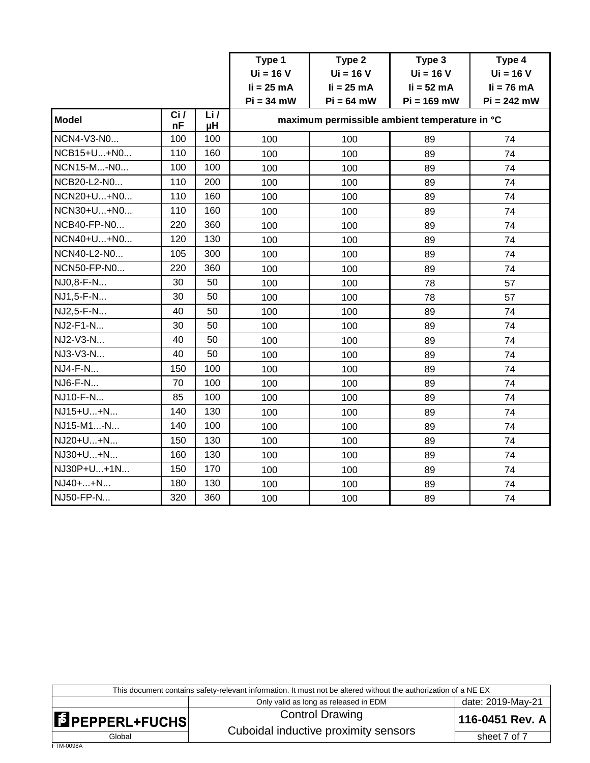| | | | Type 1<br>Ui = 16 V<br>Ii = 25 mA<br>Pi = 34 mW | Type 2<br>Ui = 16 V<br>Ii = 25 mA<br>Pi = 64 mW | Type 3<br>Ui = 16 V<br>Ii = 52 mA<br>Pi = 169 mW | Type 4<br>Ui = 16 V<br>Ii = 76 mA<br>Pi = 242 mW |
|---|---|---|---|---|---|---|
| **Model** | **Ci / nF** | **Li / µH** | **maximum permissible ambient temperature in °C** | | | |
| NCN4-V3-N0... | 100 | 100 | 100 | 100 | 89 | 74 |
| NCB15+U...+N0... | 110 | 160 | 100 | 100 | 89 | 74 |
| NCN15-M...-N0... | 100 | 100 | 100 | 100 | 89 | 74 |
| NCB20-L2-N0... | 110 | 200 | 100 | 100 | 89 | 74 |
| NCN20+U...+N0... | 110 | 160 | 100 | 100 | 89 | 74 |
| NCN30+U...+N0... | 110 | 160 | 100 | 100 | 89 | 74 |
| NCB40-FP-N0... | 220 | 360 | 100 | 100 | 89 | 74 |
| NCN40+U...+N0... | 120 | 130 | 100 | 100 | 89 | 74 |
| NCN40-L2-N0... | 105 | 300 | 100 | 100 | 89 | 74 |
| NCN50-FP-N0... | 220 | 360 | 100 | 100 | 89 | 74 |
| NJ0,8-F-N... | 30 | 50 | 100 | 100 | 78 | 57 |
| NJ1,5-F-N... | 30 | 50 | 100 | 100 | 78 | 57 |
| NJ2,5-F-N... | 40 | 50 | 100 | 100 | 89 | 74 |
| NJ2-F1-N... | 30 | 50 | 100 | 100 | 89 | 74 |
| NJ2-V3-N... | 40 | 50 | 100 | 100 | 89 | 74 |
| NJ3-V3-N... | 40 | 50 | 100 | 100 | 89 | 74 |
| NJ4-F-N... | 150 | 100 | 100 | 100 | 89 | 74 |
| NJ6-F-N... | 70 | 100 | 100 | 100 | 89 | 74 |
| NJ10-F-N... | 85 | 100 | 100 | 100 | 89 | 74 |
| NJ15+U...+N... | 140 | 130 | 100 | 100 | 89 | 74 |
| NJ15-M1...-N... | 140 | 100 | 100 | 100 | 89 | 74 |
| NJ20+U...+N... | 150 | 130 | 100 | 100 | 89 | 74 |
| NJ30+U...+N... | 160 | 130 | 100 | 100 | 89 | 74 |
| NJ30P+U...+1N... | 150 | 170 | 100 | 100 | 89 | 74 |
| NJ40+...+N... | 180 | 130 | 100 | 100 | 89 | 74 |
| NJ50-FP-N... | 320 | 360 | 100 | 100 | 89 | 74 |

This document contains safety-relevant information. It must not be altered without the authorization of a NE EX

Only valid as long as released in EDM — date: 2019-May-21

PEPPERL+FUCHS Global — Control Drawing — Cuboidal inductive proximity sensors — 116-0451 Rev. A